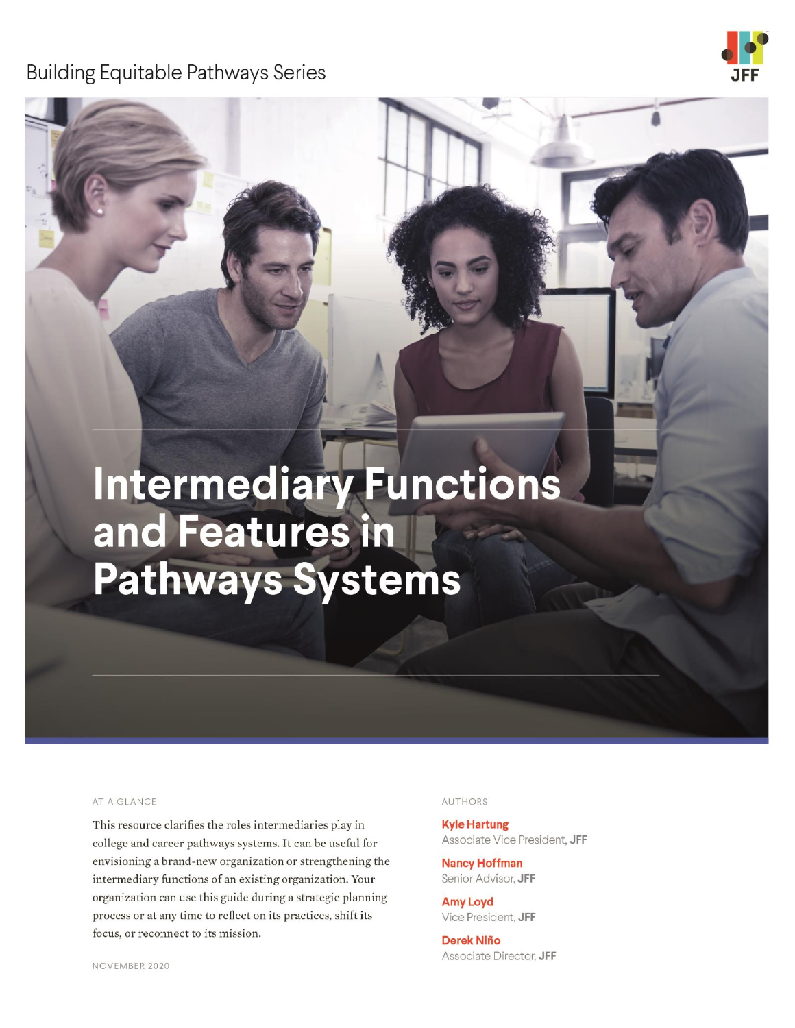Building Equitable Pathways Series

# Intermediary Functions and Features in Pathways Systems

AT A GLANCE

This resource clarifies the roles intermediaries play in college and career pathways systems. It can be useful for envisioning a brand-new organization or strengthening the intermediary functions of an existing organization. Your organization can use this guide during a strategic planning process or at any time to reflect on its practices, shift its focus, or reconnect to its mission.

NOVEMBER 2020

AUTHORS

**Kyle Hartung**
Associate Vice President, **JFF**

**Nancy Hoffman**
Senior Advisor, **JFF**

**Amy Loyd**
Vice President, **JFF**

**Derek Niño**
Associate Director, **JFF**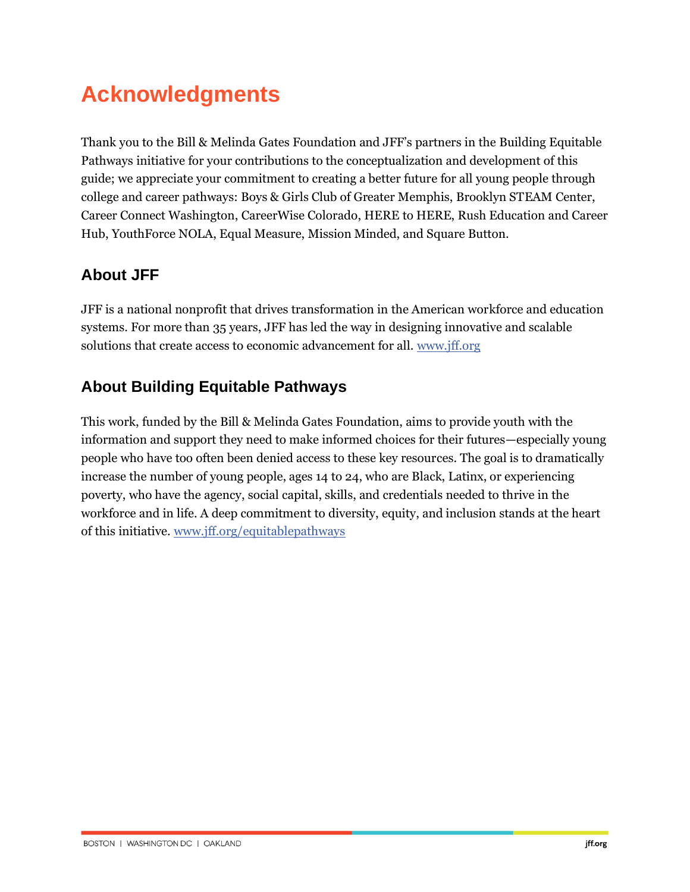# Acknowledgments

Thank you to the Bill & Melinda Gates Foundation and JFF's partners in the Building Equitable Pathways initiative for your contributions to the conceptualization and development of this guide; we appreciate your commitment to creating a better future for all young people through college and career pathways: Boys & Girls Club of Greater Memphis, Brooklyn STEAM Center, Career Connect Washington, CareerWise Colorado, HERE to HERE, Rush Education and Career Hub, YouthForce NOLA, Equal Measure, Mission Minded, and Square Button.

## About JFF

JFF is a national nonprofit that drives transformation in the American workforce and education systems. For more than 35 years, JFF has led the way in designing innovative and scalable solutions that create access to economic advancement for all. [www.jff.org](http://www.jff.org)

## About Building Equitable Pathways

This work, funded by the Bill & Melinda Gates Foundation, aims to provide youth with the information and support they need to make informed choices for their futures—especially young people who have too often been denied access to these key resources. The goal is to dramatically increase the number of young people, ages 14 to 24, who are Black, Latinx, or experiencing poverty, who have the agency, social capital, skills, and credentials needed to thrive in the workforce and in life. A deep commitment to diversity, equity, and inclusion stands at the heart of this initiative. [www.jff.org/equitablepathways](http://www.jff.org/equitablepathways)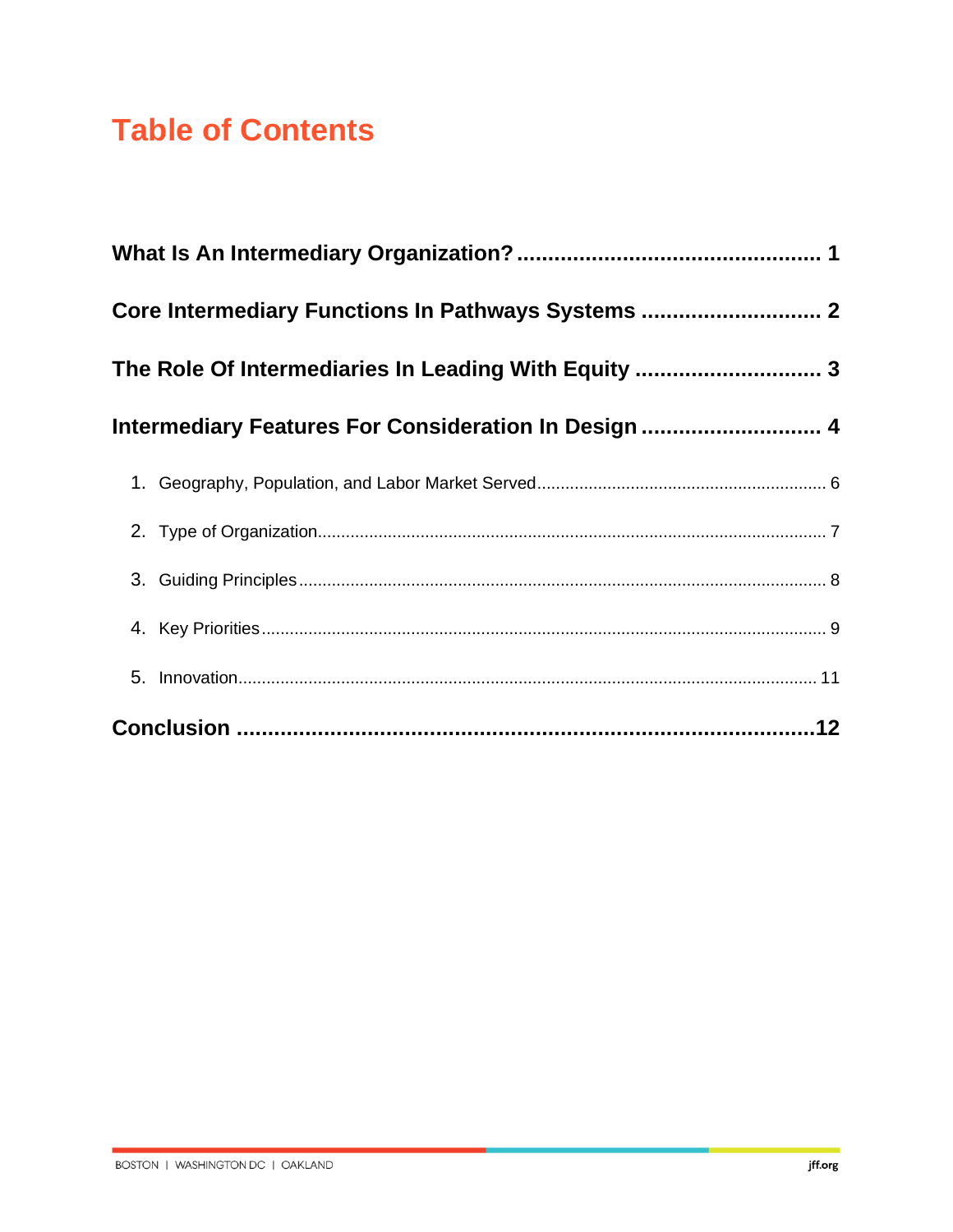# Table of Contents

**What Is An Intermediary Organization?** ................................................ **1**

**Core Intermediary Functions In Pathways Systems** ............................ **2**

**The Role Of Intermediaries In Leading With Equity** ............................ **3**

**Intermediary Features For Consideration In Design** ............................ **4**

1. Geography, Population, and Labor Market Served ............................................................ 6
2. Type of Organization ............................................................................................................ 7
3. Guiding Principles ............................................................................................................... 8
4. Key Priorities ....................................................................................................................... 9
5. Innovation ........................................................................................................................... 11

**Conclusion** ........................................................................................ **12**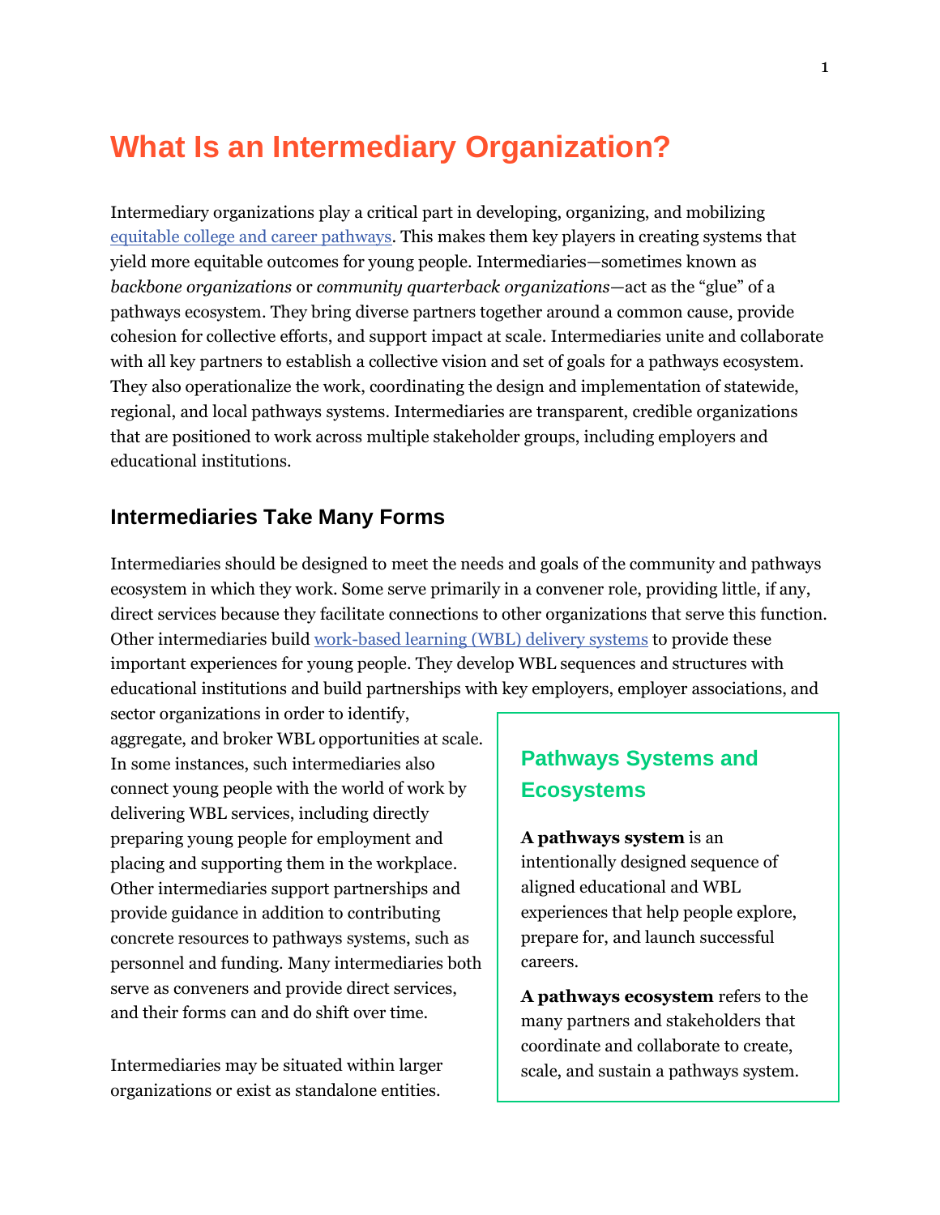# What Is an Intermediary Organization?

Intermediary organizations play a critical part in developing, organizing, and mobilizing equitable college and career pathways. This makes them key players in creating systems that yield more equitable outcomes for young people. Intermediaries—sometimes known as *backbone organizations* or *community quarterback organizations*—act as the "glue" of a pathways ecosystem. They bring diverse partners together around a common cause, provide cohesion for collective efforts, and support impact at scale. Intermediaries unite and collaborate with all key partners to establish a collective vision and set of goals for a pathways ecosystem. They also operationalize the work, coordinating the design and implementation of statewide, regional, and local pathways systems. Intermediaries are transparent, credible organizations that are positioned to work across multiple stakeholder groups, including employers and educational institutions.

## Intermediaries Take Many Forms

Intermediaries should be designed to meet the needs and goals of the community and pathways ecosystem in which they work. Some serve primarily in a convener role, providing little, if any, direct services because they facilitate connections to other organizations that serve this function. Other intermediaries build work-based learning (WBL) delivery systems to provide these important experiences for young people. They develop WBL sequences and structures with educational institutions and build partnerships with key employers, employer associations, and sector organizations in order to identify, aggregate, and broker WBL opportunities at scale. In some instances, such intermediaries also connect young people with the world of work by delivering WBL services, including directly preparing young people for employment and placing and supporting them in the workplace. Other intermediaries support partnerships and provide guidance in addition to contributing concrete resources to pathways systems, such as personnel and funding. Many intermediaries both serve as conveners and provide direct services, and their forms can and do shift over time.

Intermediaries may be situated within larger organizations or exist as standalone entities.

### Pathways Systems and Ecosystems

**A pathways system** is an intentionally designed sequence of aligned educational and WBL experiences that help people explore, prepare for, and launch successful careers.

**A pathways ecosystem** refers to the many partners and stakeholders that coordinate and collaborate to create, scale, and sustain a pathways system.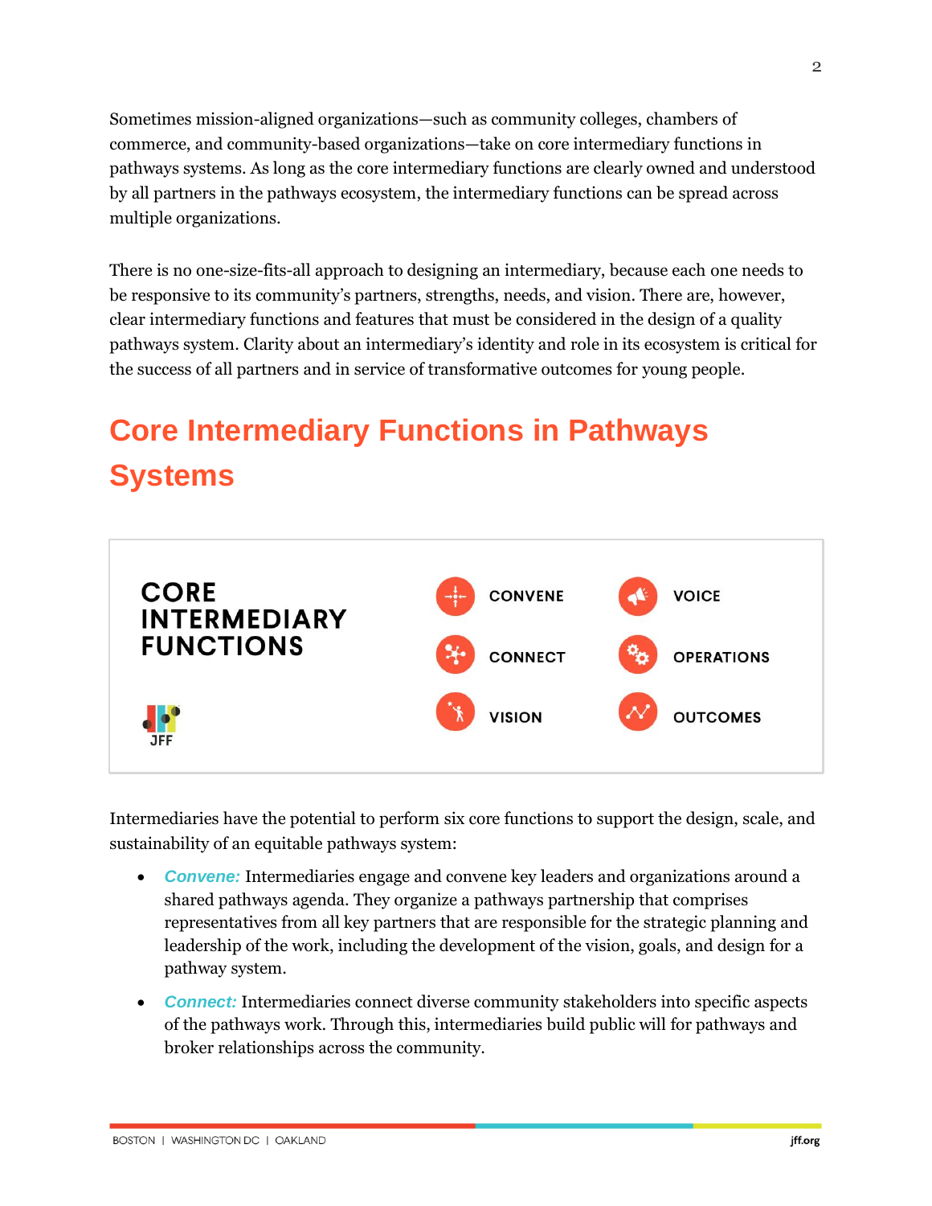Sometimes mission-aligned organizations—such as community colleges, chambers of commerce, and community-based organizations—take on core intermediary functions in pathways systems. As long as the core intermediary functions are clearly owned and understood by all partners in the pathways ecosystem, the intermediary functions can be spread across multiple organizations.

There is no one-size-fits-all approach to designing an intermediary, because each one needs to be responsive to its community's partners, strengths, needs, and vision. There are, however, clear intermediary functions and features that must be considered in the design of a quality pathways system. Clarity about an intermediary's identity and role in its ecosystem is critical for the success of all partners and in service of transformative outcomes for young people.

## Core Intermediary Functions in Pathways Systems

**CORE INTERMEDIARY FUNCTIONS**

- CONVENE
- CONNECT
- VISION
- VOICE
- OPERATIONS
- OUTCOMES

JFF

Intermediaries have the potential to perform six core functions to support the design, scale, and sustainability of an equitable pathways system:

- ***Convene:*** Intermediaries engage and convene key leaders and organizations around a shared pathways agenda. They organize a pathways partnership that comprises representatives from all key partners that are responsible for the strategic planning and leadership of the work, including the development of the vision, goals, and design for a pathway system.
- ***Connect:*** Intermediaries connect diverse community stakeholders into specific aspects of the pathways work. Through this, intermediaries build public will for pathways and broker relationships across the community.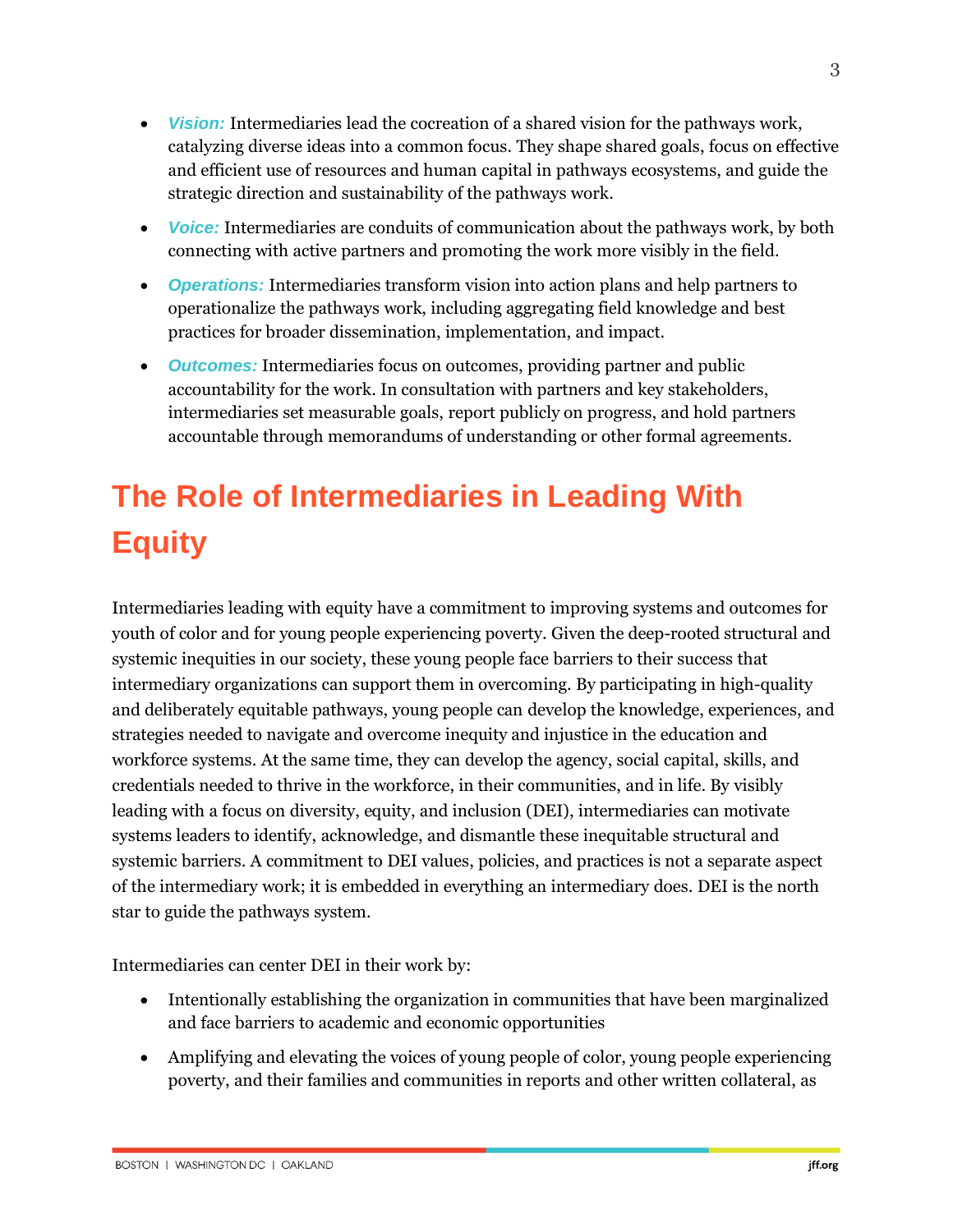- ***Vision:*** Intermediaries lead the cocreation of a shared vision for the pathways work, catalyzing diverse ideas into a common focus. They shape shared goals, focus on effective and efficient use of resources and human capital in pathways ecosystems, and guide the strategic direction and sustainability of the pathways work.
- ***Voice:*** Intermediaries are conduits of communication about the pathways work, by both connecting with active partners and promoting the work more visibly in the field.
- ***Operations:*** Intermediaries transform vision into action plans and help partners to operationalize the pathways work, including aggregating field knowledge and best practices for broader dissemination, implementation, and impact.
- ***Outcomes:*** Intermediaries focus on outcomes, providing partner and public accountability for the work. In consultation with partners and key stakeholders, intermediaries set measurable goals, report publicly on progress, and hold partners accountable through memorandums of understanding or other formal agreements.

## The Role of Intermediaries in Leading With Equity

Intermediaries leading with equity have a commitment to improving systems and outcomes for youth of color and for young people experiencing poverty. Given the deep-rooted structural and systemic inequities in our society, these young people face barriers to their success that intermediary organizations can support them in overcoming. By participating in high-quality and deliberately equitable pathways, young people can develop the knowledge, experiences, and strategies needed to navigate and overcome inequity and injustice in the education and workforce systems. At the same time, they can develop the agency, social capital, skills, and credentials needed to thrive in the workforce, in their communities, and in life. By visibly leading with a focus on diversity, equity, and inclusion (DEI), intermediaries can motivate systems leaders to identify, acknowledge, and dismantle these inequitable structural and systemic barriers. A commitment to DEI values, policies, and practices is not a separate aspect of the intermediary work; it is embedded in everything an intermediary does. DEI is the north star to guide the pathways system.

Intermediaries can center DEI in their work by:

- Intentionally establishing the organization in communities that have been marginalized and face barriers to academic and economic opportunities
- Amplifying and elevating the voices of young people of color, young people experiencing poverty, and their families and communities in reports and other written collateral, as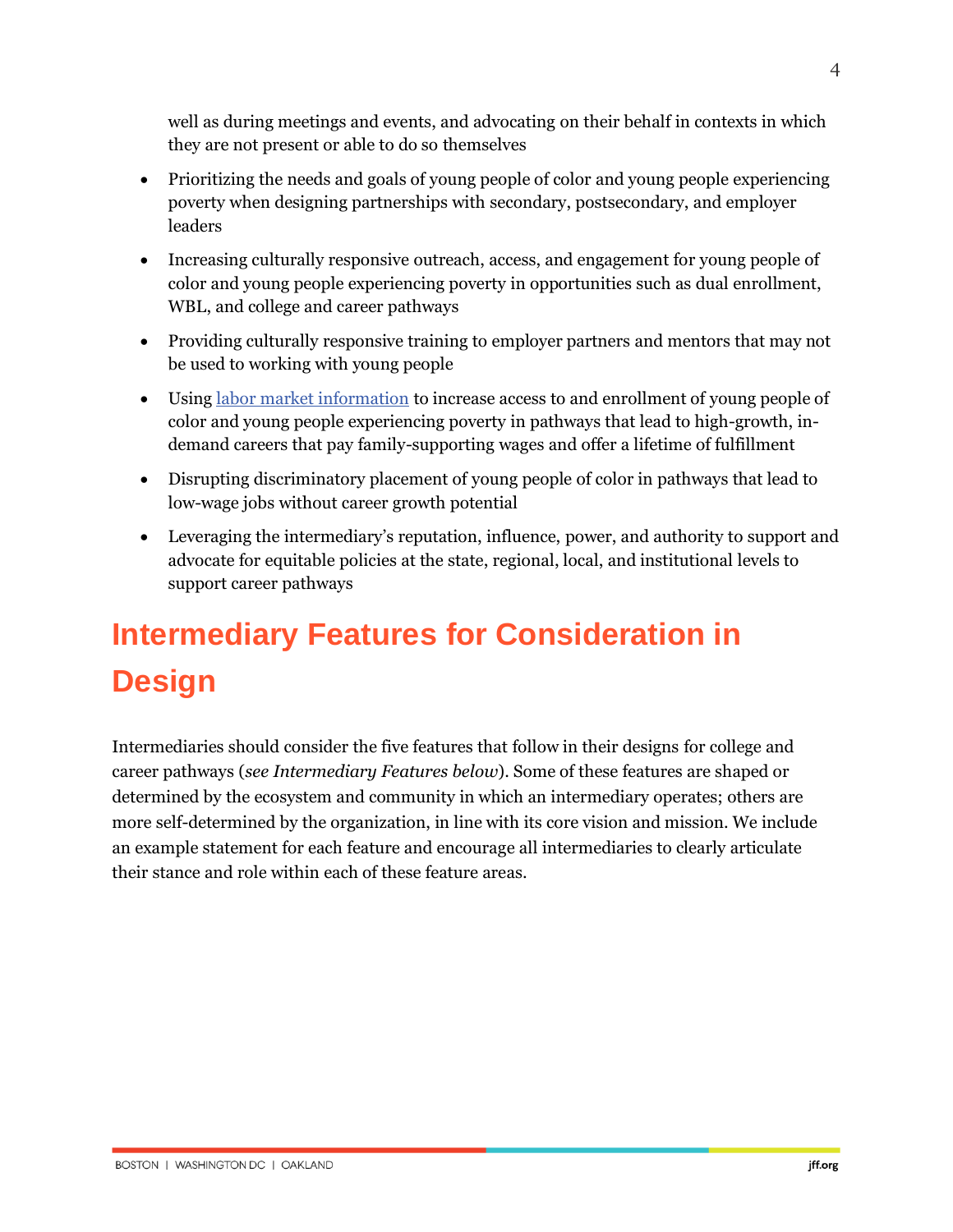well as during meetings and events, and advocating on their behalf in contexts in which they are not present or able to do so themselves

- Prioritizing the needs and goals of young people of color and young people experiencing poverty when designing partnerships with secondary, postsecondary, and employer leaders
- Increasing culturally responsive outreach, access, and engagement for young people of color and young people experiencing poverty in opportunities such as dual enrollment, WBL, and college and career pathways
- Providing culturally responsive training to employer partners and mentors that may not be used to working with young people
- Using [labor market information]() to increase access to and enrollment of young people of color and young people experiencing poverty in pathways that lead to high-growth, in-demand careers that pay family-supporting wages and offer a lifetime of fulfillment
- Disrupting discriminatory placement of young people of color in pathways that lead to low-wage jobs without career growth potential
- Leveraging the intermediary's reputation, influence, power, and authority to support and advocate for equitable policies at the state, regional, local, and institutional levels to support career pathways

# Intermediary Features for Consideration in Design

Intermediaries should consider the five features that follow in their designs for college and career pathways (*see Intermediary Features below*). Some of these features are shaped or determined by the ecosystem and community in which an intermediary operates; others are more self-determined by the organization, in line with its core vision and mission. We include an example statement for each feature and encourage all intermediaries to clearly articulate their stance and role within each of these feature areas.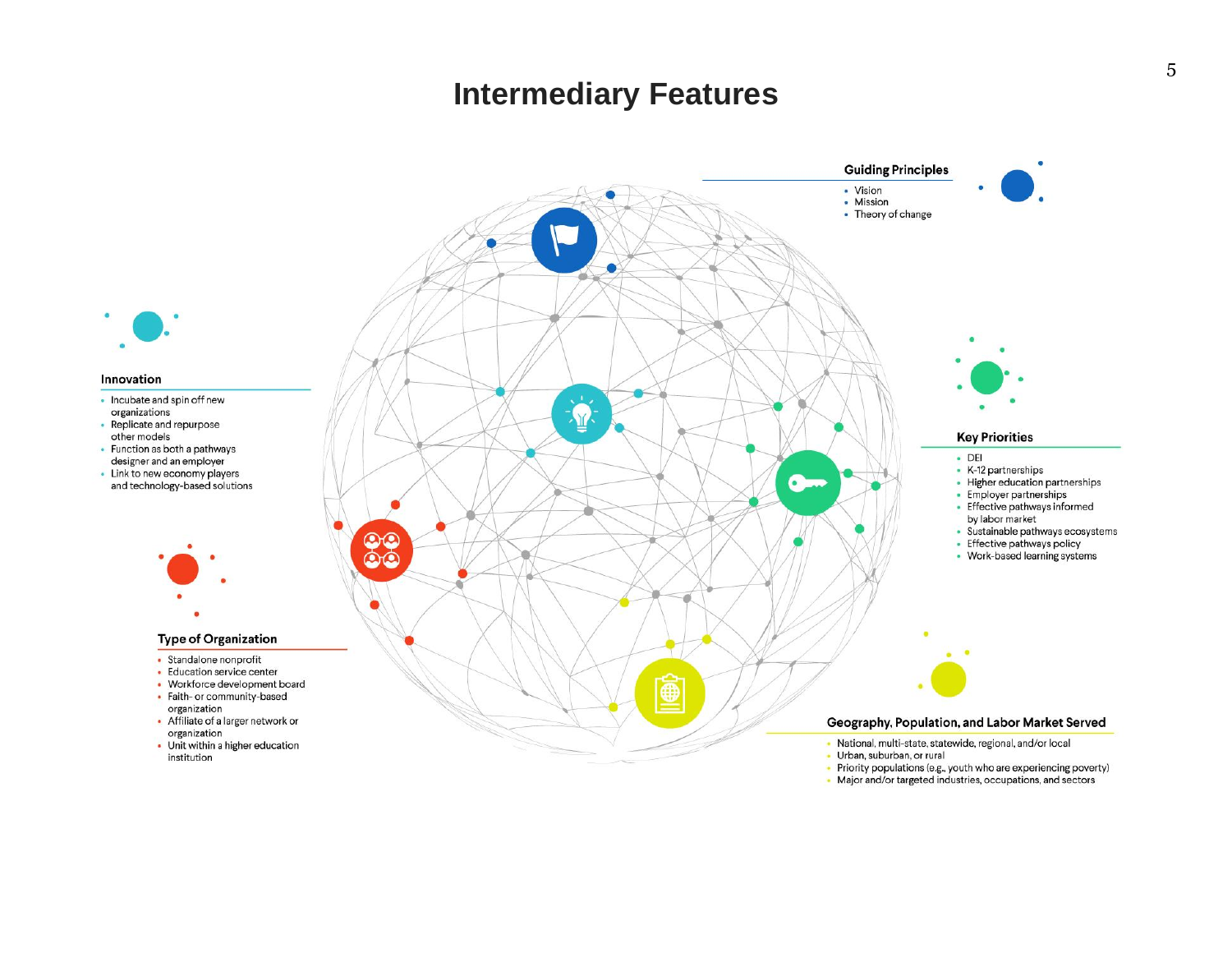# Intermediary Features

### Guiding Principles

- Vision
- Mission
- Theory of change

### Innovation

- Incubate and spin off new organizations
- Replicate and repurpose other models
- Function as both a pathways designer and an employer
- Link to new economy players and technology-based solutions

### Key Priorities

- DEI
- K-12 partnerships
- Higher education partnerships
- Employer partnerships
- Effective pathways informed by labor market
- Sustainable pathways ecosystems
- Effective pathways policy
- Work-based learning systems

### Type of Organization

- Standalone nonprofit
- Education service center
- Workforce development board
- Faith- or community-based organization
- Affiliate of a larger network or organization
- Unit within a higher education institution

### Geography, Population, and Labor Market Served

- National, multi-state, statewide, regional, and/or local
- Urban, suburban, or rural
- Priority populations (e.g., youth who are experiencing poverty)
- Major and/or targeted industries, occupations, and sectors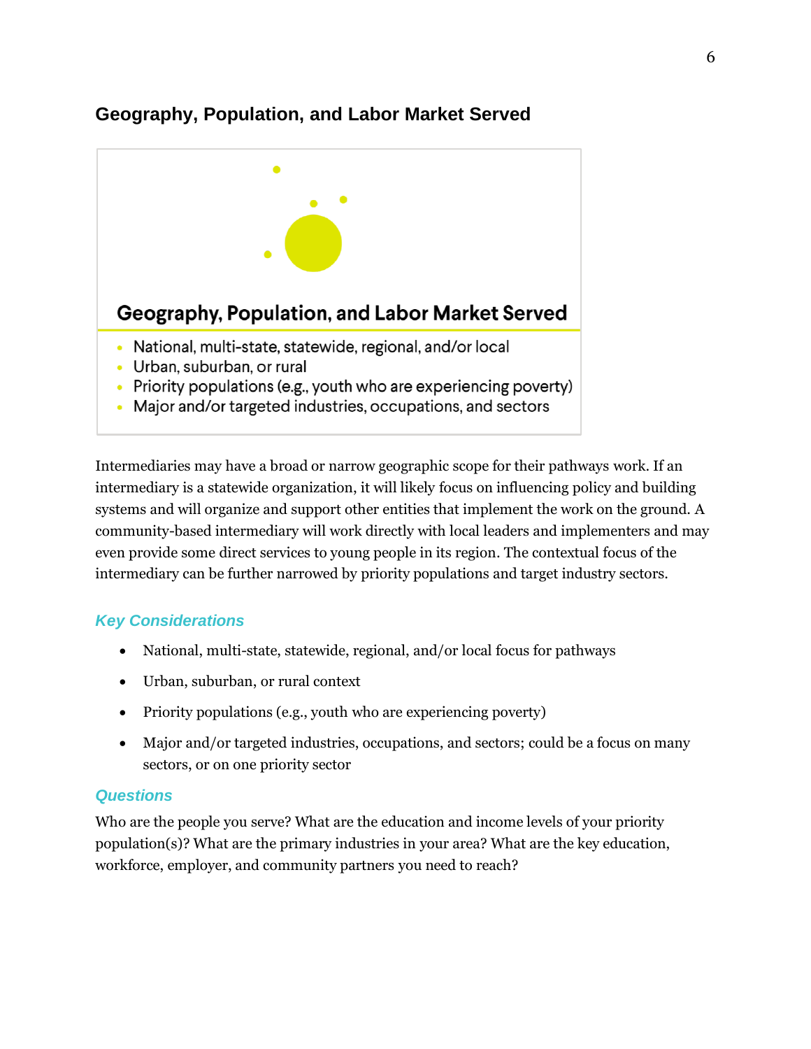## Geography, Population, and Labor Market Served

**Geography, Population, and Labor Market Served**

- National, multi-state, statewide, regional, and/or local
- Urban, suburban, or rural
- Priority populations (e.g., youth who are experiencing poverty)
- Major and/or targeted industries, occupations, and sectors

Intermediaries may have a broad or narrow geographic scope for their pathways work. If an intermediary is a statewide organization, it will likely focus on influencing policy and building systems and will organize and support other entities that implement the work on the ground. A community-based intermediary will work directly with local leaders and implementers and may even provide some direct services to young people in its region. The contextual focus of the intermediary can be further narrowed by priority populations and target industry sectors.

### *Key Considerations*

- National, multi-state, statewide, regional, and/or local focus for pathways
- Urban, suburban, or rural context
- Priority populations (e.g., youth who are experiencing poverty)
- Major and/or targeted industries, occupations, and sectors; could be a focus on many sectors, or on one priority sector

### *Questions*

Who are the people you serve? What are the education and income levels of your priority population(s)? What are the primary industries in your area? What are the key education, workforce, employer, and community partners you need to reach?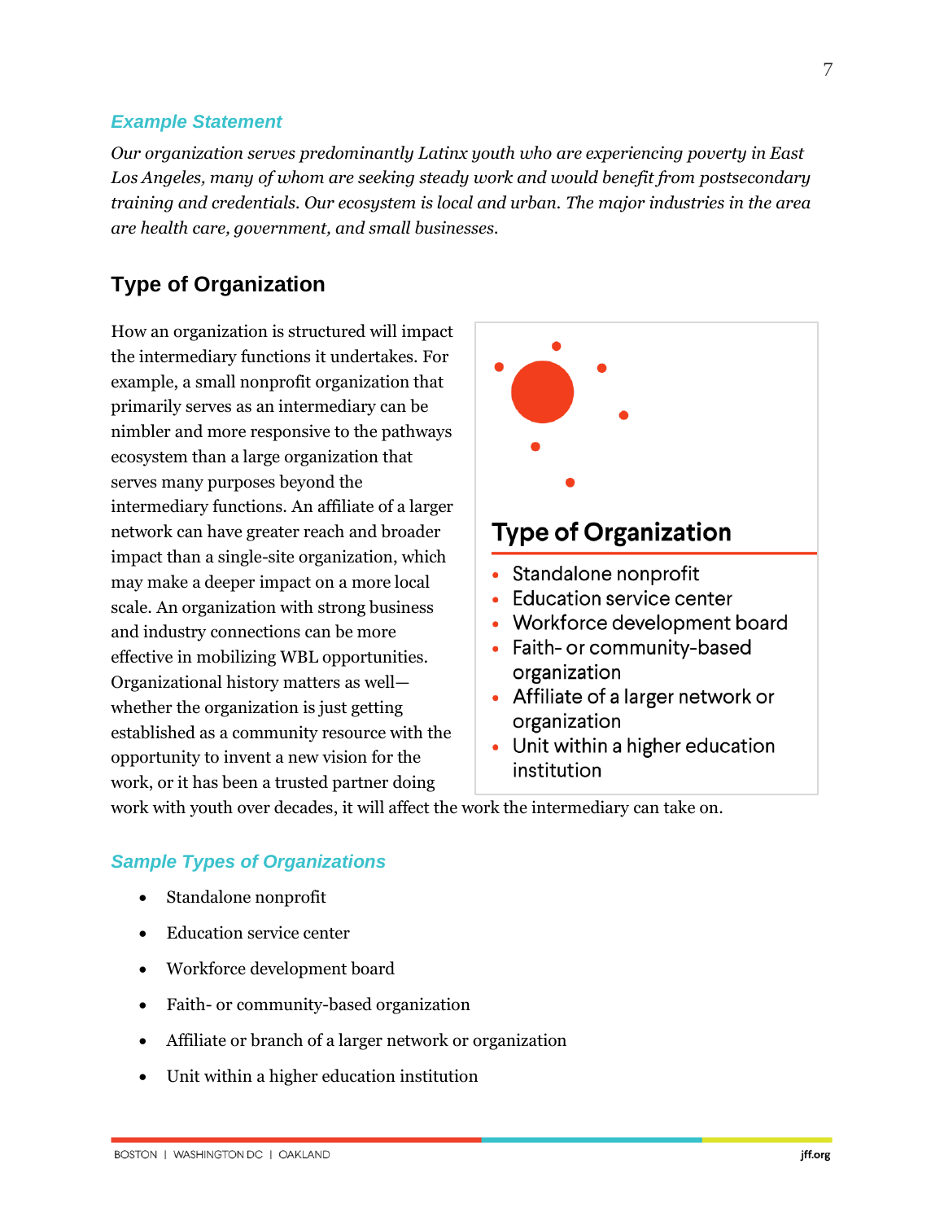### *Example Statement*

*Our organization serves predominantly Latinx youth who are experiencing poverty in East Los Angeles, many of whom are seeking steady work and would benefit from postsecondary training and credentials. Our ecosystem is local and urban. The major industries in the area are health care, government, and small businesses.*

## Type of Organization

How an organization is structured will impact the intermediary functions it undertakes. For example, a small nonprofit organization that primarily serves as an intermediary can be nimbler and more responsive to the pathways ecosystem than a large organization that serves many purposes beyond the intermediary functions. An affiliate of a larger network can have greater reach and broader impact than a single-site organization, which may make a deeper impact on a more local scale. An organization with strong business and industry connections can be more effective in mobilizing WBL opportunities. Organizational history matters as well—whether the organization is just getting established as a community resource with the opportunity to invent a new vision for the work, or it has been a trusted partner doing work with youth over decades, it will affect the work the intermediary can take on.

**Type of Organization**

- Standalone nonprofit
- Education service center
- Workforce development board
- Faith- or community-based organization
- Affiliate of a larger network or organization
- Unit within a higher education institution

### *Sample Types of Organizations*

- Standalone nonprofit
- Education service center
- Workforce development board
- Faith- or community-based organization
- Affiliate or branch of a larger network or organization
- Unit within a higher education institution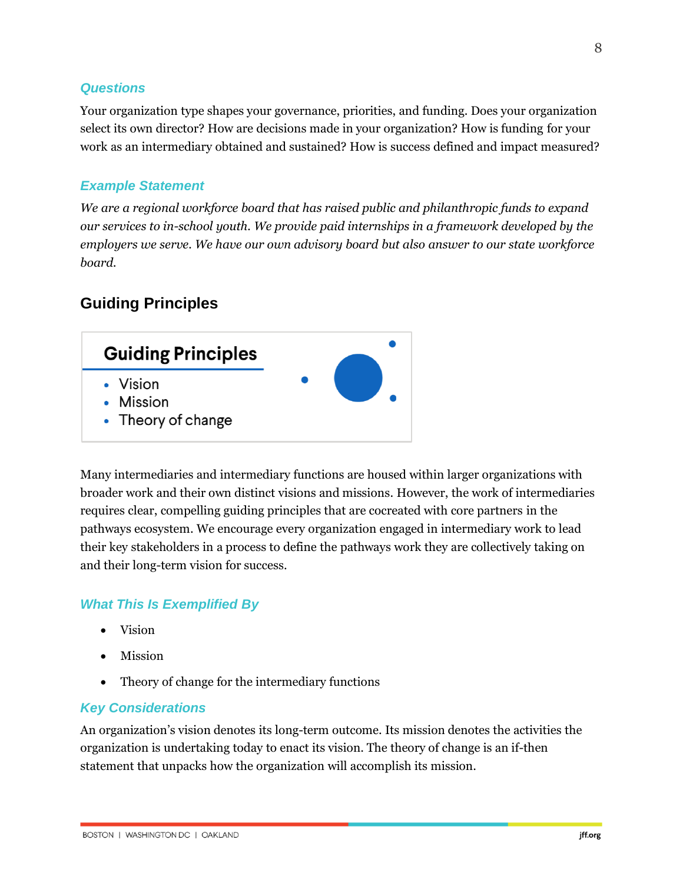### *Questions*

Your organization type shapes your governance, priorities, and funding. Does your organization select its own director? How are decisions made in your organization? How is funding for your work as an intermediary obtained and sustained? How is success defined and impact measured?

### *Example Statement*

*We are a regional workforce board that has raised public and philanthropic funds to expand our services to in-school youth. We provide paid internships in a framework developed by the employers we serve. We have our own advisory board but also answer to our state workforce board.*

## Guiding Principles

**Guiding Principles**

- Vision
- Mission
- Theory of change

Many intermediaries and intermediary functions are housed within larger organizations with broader work and their own distinct visions and missions. However, the work of intermediaries requires clear, compelling guiding principles that are cocreated with core partners in the pathways ecosystem. We encourage every organization engaged in intermediary work to lead their key stakeholders in a process to define the pathways work they are collectively taking on and their long-term vision for success.

### *What This Is Exemplified By*

- Vision
- Mission
- Theory of change for the intermediary functions

### *Key Considerations*

An organization's vision denotes its long-term outcome. Its mission denotes the activities the organization is undertaking today to enact its vision. The theory of change is an if-then statement that unpacks how the organization will accomplish its mission.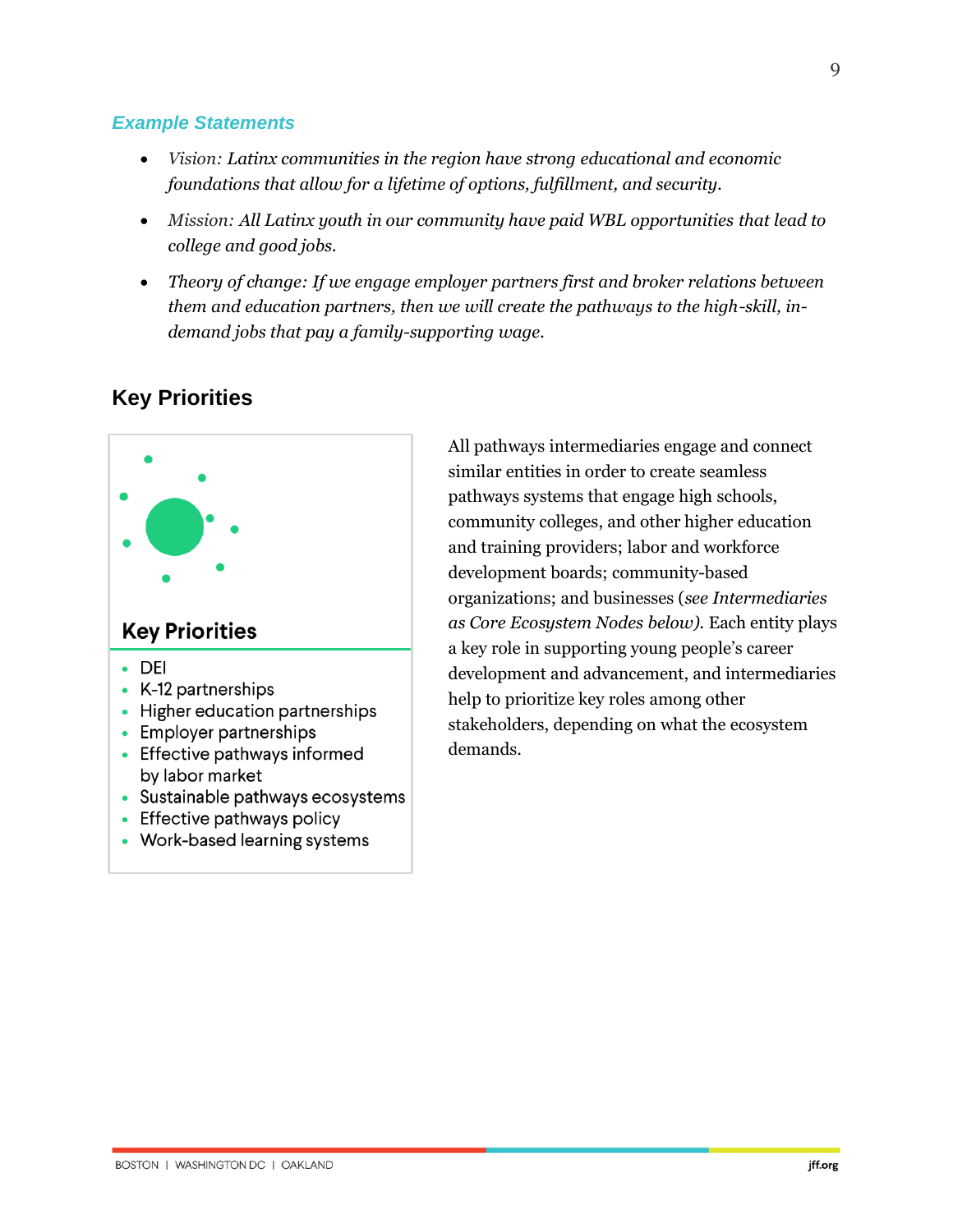### *Example Statements*

- *Vision: Latinx communities in the region have strong educational and economic foundations that allow for a lifetime of options, fulfillment, and security.*
- *Mission: All Latinx youth in our community have paid WBL opportunities that lead to college and good jobs.*
- *Theory of change: If we engage employer partners first and broker relations between them and education partners, then we will create the pathways to the high-skill, in-demand jobs that pay a family-supporting wage.*

## Key Priorities

**Key Priorities**

- DEI
- K-12 partnerships
- Higher education partnerships
- Employer partnerships
- Effective pathways informed by labor market
- Sustainable pathways ecosystems
- Effective pathways policy
- Work-based learning systems

All pathways intermediaries engage and connect similar entities in order to create seamless pathways systems that engage high schools, community colleges, and other higher education and training providers; labor and workforce development boards; community-based organizations; and businesses (*see Intermediaries as Core Ecosystem Nodes below*). Each entity plays a key role in supporting young people's career development and advancement, and intermediaries help to prioritize key roles among other stakeholders, depending on what the ecosystem demands.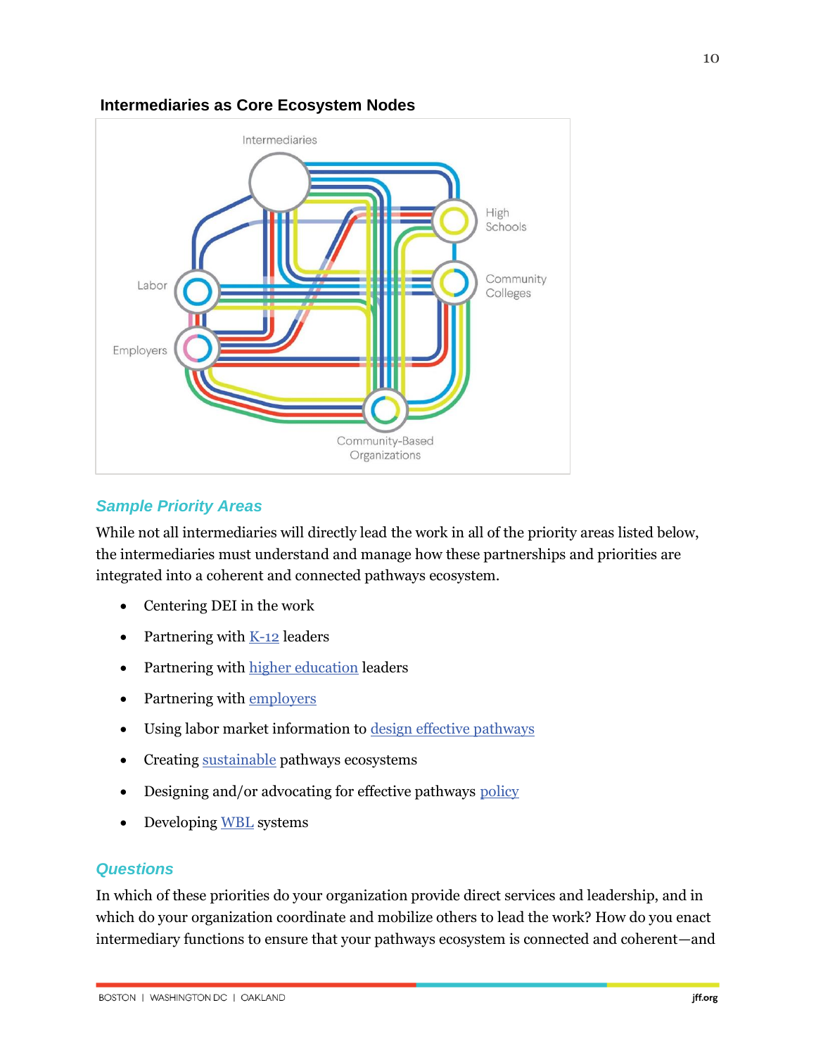**Intermediaries as Core Ecosystem Nodes**

Intermediaries

High Schools

Community Colleges

Labor

Employers

Community-Based Organizations

## *Sample Priority Areas*

While not all intermediaries will directly lead the work in all of the priority areas listed below, the intermediaries must understand and manage how these partnerships and priorities are integrated into a coherent and connected pathways ecosystem.

- Centering DEI in the work
- Partnering with K-12 leaders
- Partnering with higher education leaders
- Partnering with employers
- Using labor market information to design effective pathways
- Creating sustainable pathways ecosystems
- Designing and/or advocating for effective pathways policy
- Developing WBL systems

## *Questions*

In which of these priorities do your organization provide direct services and leadership, and in which do your organization coordinate and mobilize others to lead the work? How do you enact intermediary functions to ensure that your pathways ecosystem is connected and coherent—and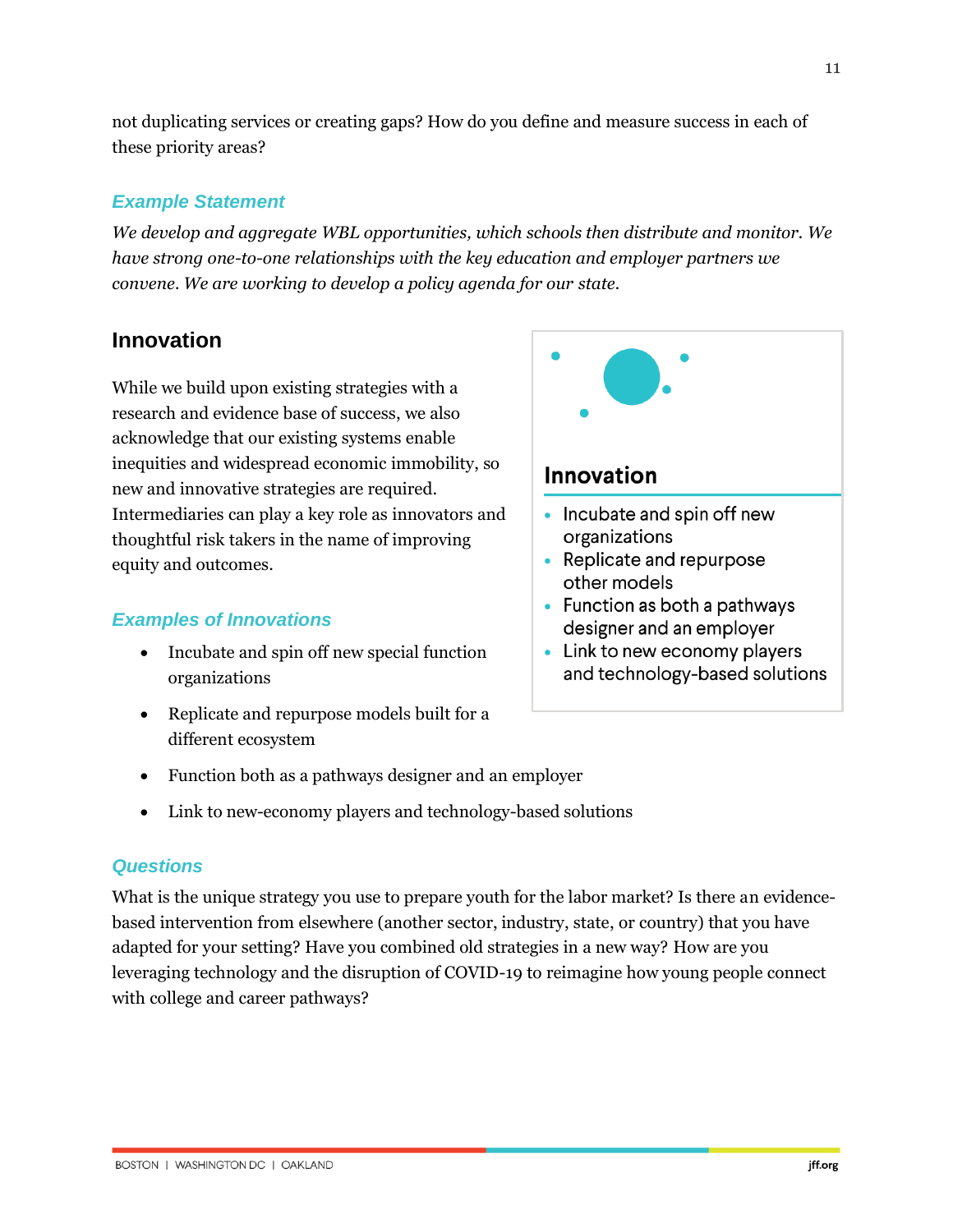not duplicating services or creating gaps? How do you define and measure success in each of these priority areas?

### *Example Statement*

*We develop and aggregate WBL opportunities, which schools then distribute and monitor. We have strong one-to-one relationships with the key education and employer partners we convene. We are working to develop a policy agenda for our state.*

## Innovation

While we build upon existing strategies with a research and evidence base of success, we also acknowledge that our existing systems enable inequities and widespread economic immobility, so new and innovative strategies are required. Intermediaries can play a key role as innovators and thoughtful risk takers in the name of improving equity and outcomes.

**Innovation**

- Incubate and spin off new organizations
- Replicate and repurpose other models
- Function as both a pathways designer and an employer
- Link to new economy players and technology-based solutions

### *Examples of Innovations*

- Incubate and spin off new special function organizations
- Replicate and repurpose models built for a different ecosystem
- Function both as a pathways designer and an employer
- Link to new-economy players and technology-based solutions

### *Questions*

What is the unique strategy you use to prepare youth for the labor market? Is there an evidence-based intervention from elsewhere (another sector, industry, state, or country) that you have adapted for your setting? Have you combined old strategies in a new way? How are you leveraging technology and the disruption of COVID-19 to reimagine how young people connect with college and career pathways?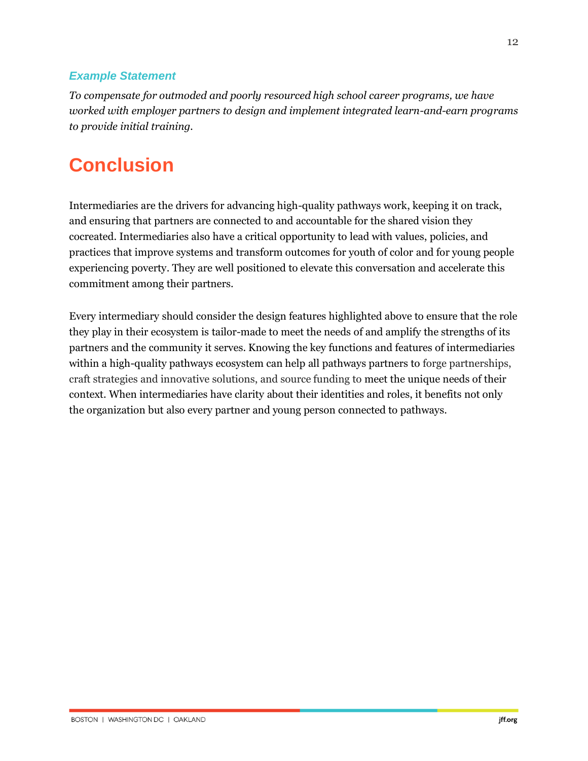### *Example Statement*

*To compensate for outmoded and poorly resourced high school career programs, we have worked with employer partners to design and implement integrated learn-and-earn programs to provide initial training.*

# Conclusion

Intermediaries are the drivers for advancing high-quality pathways work, keeping it on track, and ensuring that partners are connected to and accountable for the shared vision they cocreated. Intermediaries also have a critical opportunity to lead with values, policies, and practices that improve systems and transform outcomes for youth of color and for young people experiencing poverty. They are well positioned to elevate this conversation and accelerate this commitment among their partners.

Every intermediary should consider the design features highlighted above to ensure that the role they play in their ecosystem is tailor-made to meet the needs of and amplify the strengths of its partners and the community it serves. Knowing the key functions and features of intermediaries within a high-quality pathways ecosystem can help all pathways partners to forge partnerships, craft strategies and innovative solutions, and source funding to meet the unique needs of their context. When intermediaries have clarity about their identities and roles, it benefits not only the organization but also every partner and young person connected to pathways.